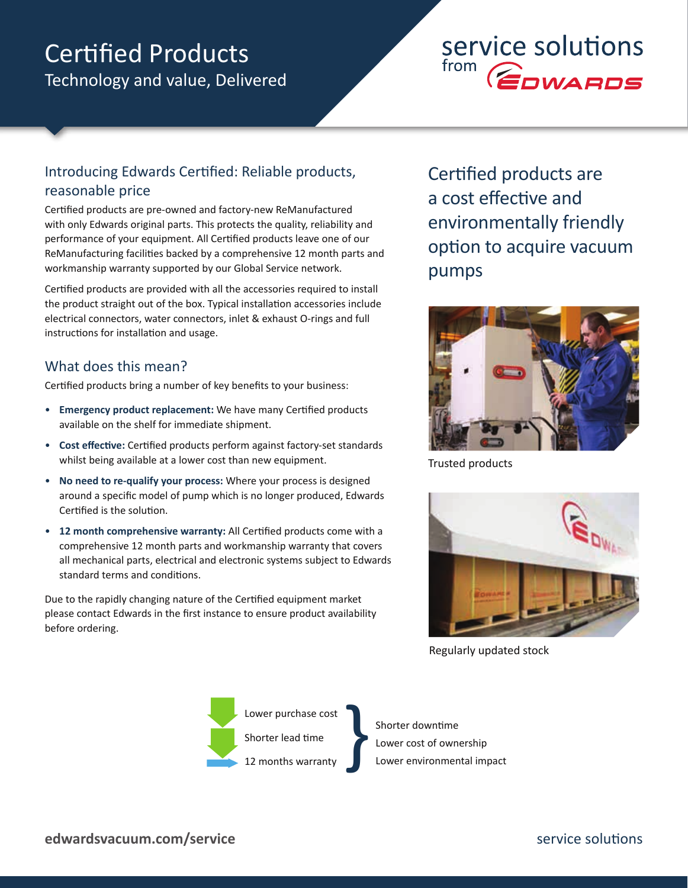# Certified Products

Technology and value, Delivered

service solutions from EDWARDS

## Introducing Edwards Certified: Reliable products, reasonable price

Certified products are pre-owned and factory-new ReManufactured with only Edwards original parts. This protects the quality, reliability and performance of your equipment. All Certified products leave one of our ReManufacturing facilities backed by a comprehensive 12 month parts and workmanship warranty supported by our Global Service network.

Certified products are provided with all the accessories required to install the product straight out of the box. Typical installation accessories include electrical connectors, water connectors, inlet & exhaust O-rings and full instructions for installation and usage.

## What does this mean?

Certified products bring a number of key benefits to your business:

- **Emergency product replacement:** We have many Certified products available on the shelf for immediate shipment.
- **Cost effective:** Certified products perform against factory-set standards whilst being available at a lower cost than new equipment.
- **No need to re-qualify your process:** Where your process is designed around a specific model of pump which is no longer produced, Edwards Certified is the solution.
- **12 month comprehensive warranty:** All Certified products come with a comprehensive 12 month parts and workmanship warranty that covers all mechanical parts, electrical and electronic systems subject to Edwards standard terms and conditions.

Due to the rapidly changing nature of the Certified equipment market please contact Edwards in the first instance to ensure product availability before ordering.

## Certified products are a cost effective and environmentally friendly option to acquire vacuum pumps

Trusted products

Regularly updated stock

- Lower purchase cost
- Shorter lead time
- 12 months warranty

}

- Shorter downtime
- Lower cost of ownership
- Lower environmental impact

edwardsvacuum.com/service

service solutions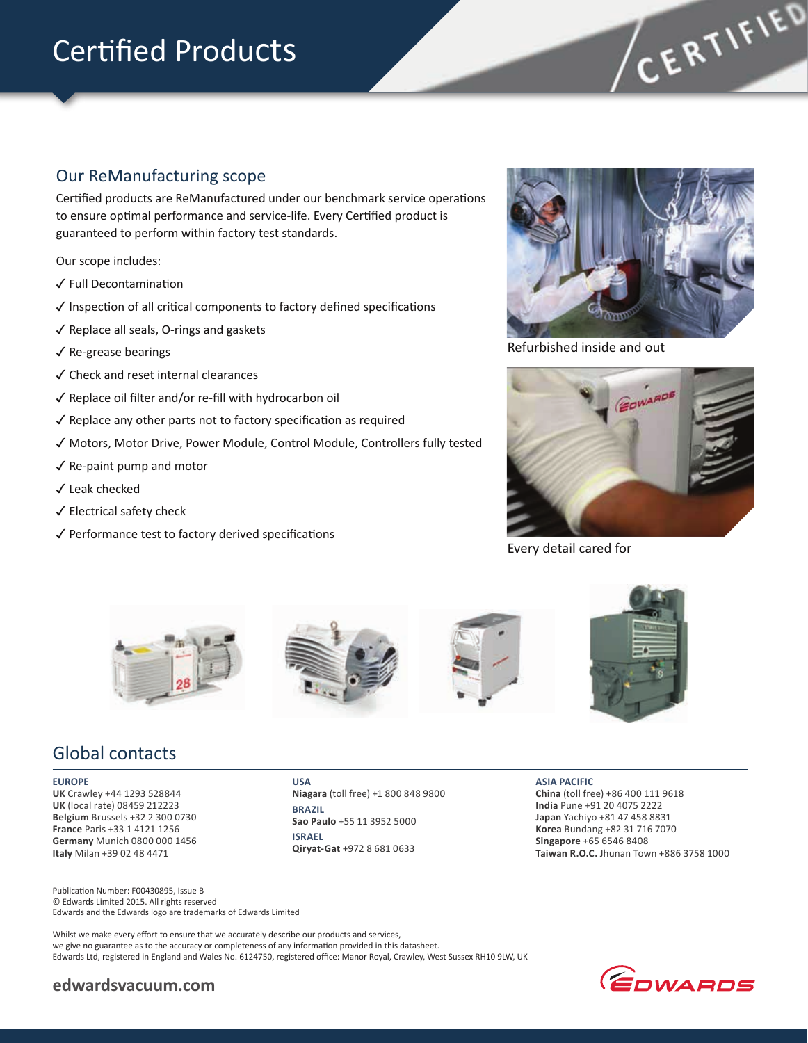# Certified Products

## Our ReManufacturing scope

Certified products are ReManufactured under our benchmark service operations to ensure optimal performance and service-life. Every Certified product is guaranteed to perform within factory test standards.

Our scope includes:

- ✓ Full Decontamination
- ✓ Inspection of all critical components to factory defined specifications
- ✓ Replace all seals, O-rings and gaskets
- ✓ Re-grease bearings
- ✓ Check and reset internal clearances
- ✓ Replace oil filter and/or re-fill with hydrocarbon oil
- ✓ Replace any other parts not to factory specification as required
- ✓ Motors, Motor Drive, Power Module, Control Module, Controllers fully tested
- ✓ Re-paint pump and motor
- ✓ Leak checked
- ✓ Electrical safety check
- ✓ Performance test to factory derived specifications

Refurbished inside and out

Every detail cared for

## Global contacts

**EUROPE**
**UK** Crawley +44 1293 528844
**UK** (local rate) 08459 212223
**Belgium** Brussels +32 2 300 0730
**France** Paris +33 1 4121 1256
**Germany** Munich 0800 000 1456
**Italy** Milan +39 02 48 4471

**USA**
**Niagara** (toll free) +1 800 848 9800

**BRAZIL**
**Sao Paulo** +55 11 3952 5000

**ISREAL**
**Qiryat-Gat** +972 8 681 0633

**ASIA PACIFIC**
**China** (toll free) +86 400 111 9618
**India** Pune +91 20 4075 2222
**Japan** Yachiyo +81 47 458 8831
**Korea** Bundang +82 31 716 7070
**Singapore** +65 6546 8408
**Taiwan R.O.C.** Jhunan Town +886 3758 1000

Publication Number: F00430895, Issue B
© Edwards Limited 2015. All rights reserved
Edwards and the Edwards logo are trademarks of Edwards Limited

Whilst we make every effort to ensure that we accurately describe our products and services, we give no guarantee as to the accuracy or completeness of any information provided in this datasheet.
Edwards Ltd, registered in England and Wales No. 6124750, registered office: Manor Royal, Crawley, West Sussex RH10 9LW, UK

**edwardsvacuum.com**